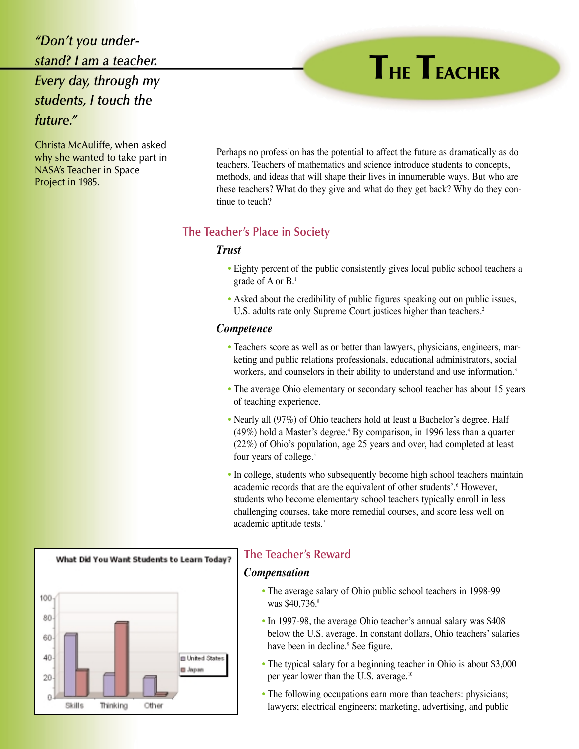# The Teacher

*"Don't you understand? I am a teacher. Every day, through my students, I touch the future."*

Christa McAuliffe, when asked why she wanted to take part in NASA's Teacher in Space Project in 1985.

Perhaps no profession has the potential to affect the future as dramatically as do teachers. Teachers of mathematics and science introduce students to concepts, methods, and ideas that will shape their lives in innumerable ways. But who are these teachers? What do they give and what do they get back? Why do they continue to teach?

## The Teacher's Place in Society

### *Trust*

- Eighty percent of the public consistently gives local public school teachers a grade of A or B.[1]
- Asked about the credibility of public figures speaking out on public issues, U.S. adults rate only Supreme Court justices higher than teachers.[2]

### *Competence*

- Teachers score as well as or better than lawyers, physicians, engineers, marketing and public relations professionals, educational administrators, social workers, and counselors in their ability to understand and use information.[3]
- The average Ohio elementary or secondary school teacher has about 15 years of teaching experience.
- Nearly all (97%) of Ohio teachers hold at least a Bachelor's degree. Half (49%) hold a Master's degree.[4] By comparison, in 1996 less than a quarter (22%) of Ohio's population, age 25 years and over, had completed at least four years of college.[5]
- In college, students who subsequently become high school teachers maintain academic records that are the equivalent of other students'.[6] However, students who become elementary school teachers typically enroll in less challenging courses, take more remedial courses, and score less well on academic aptitude tests.[7]

**What Did You Want Students to Learn Today?**

| | United States | Japan |
|---|---|---|
| Skills | 62 | 27 |
| Thinking | 23 | 75 |
| Other | 20 | 2 |

## The Teacher's Reward

### *Compensation*

- The average salary of Ohio public school teachers in 1998-99 was $40,736.[8]
- In 1997-98, the average Ohio teacher's annual salary was $408 below the U.S. average. In constant dollars, Ohio teachers' salaries have been in decline.[9] See figure.
- The typical salary for a beginning teacher in Ohio is about $3,000 per year lower than the U.S. average.[10]
- The following occupations earn more than teachers: physicians; lawyers; electrical engineers; marketing, advertising, and public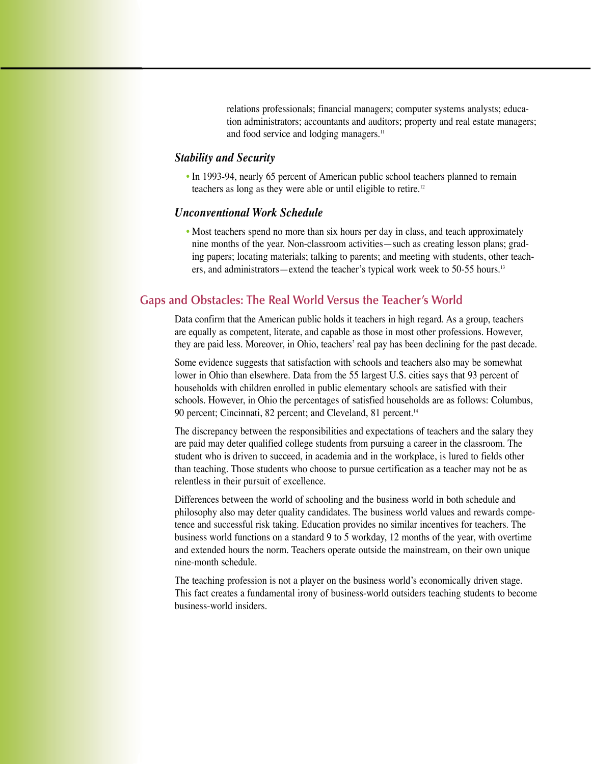relations professionals; financial managers; computer systems analysts; education administrators; accountants and auditors; property and real estate managers; and food service and lodging managers.[11]

### *Stability and Security*

- In 1993-94, nearly 65 percent of American public school teachers planned to remain teachers as long as they were able or until eligible to retire.[12]

### *Unconventional Work Schedule*

- Most teachers spend no more than six hours per day in class, and teach approximately nine months of the year. Non-classroom activities—such as creating lesson plans; grading papers; locating materials; talking to parents; and meeting with students, other teachers, and administrators—extend the teacher's typical work week to 50-55 hours.[13]

## Gaps and Obstacles: The Real World Versus the Teacher's World

Data confirm that the American public holds it teachers in high regard. As a group, teachers are equally as competent, literate, and capable as those in most other professions. However, they are paid less. Moreover, in Ohio, teachers' real pay has been declining for the past decade.

Some evidence suggests that satisfaction with schools and teachers also may be somewhat lower in Ohio than elsewhere. Data from the 55 largest U.S. cities says that 93 percent of households with children enrolled in public elementary schools are satisfied with their schools. However, in Ohio the percentages of satisfied households are as follows: Columbus, 90 percent; Cincinnati, 82 percent; and Cleveland, 81 percent.[14]

The discrepancy between the responsibilities and expectations of teachers and the salary they are paid may deter qualified college students from pursuing a career in the classroom. The student who is driven to succeed, in academia and in the workplace, is lured to fields other than teaching. Those students who choose to pursue certification as a teacher may not be as relentless in their pursuit of excellence.

Differences between the world of schooling and the business world in both schedule and philosophy also may deter quality candidates. The business world values and rewards competence and successful risk taking. Education provides no similar incentives for teachers. The business world functions on a standard 9 to 5 workday, 12 months of the year, with overtime and extended hours the norm. Teachers operate outside the mainstream, on their own unique nine-month schedule.

The teaching profession is not a player on the business world's economically driven stage. This fact creates a fundamental irony of business-world outsiders teaching students to become business-world insiders.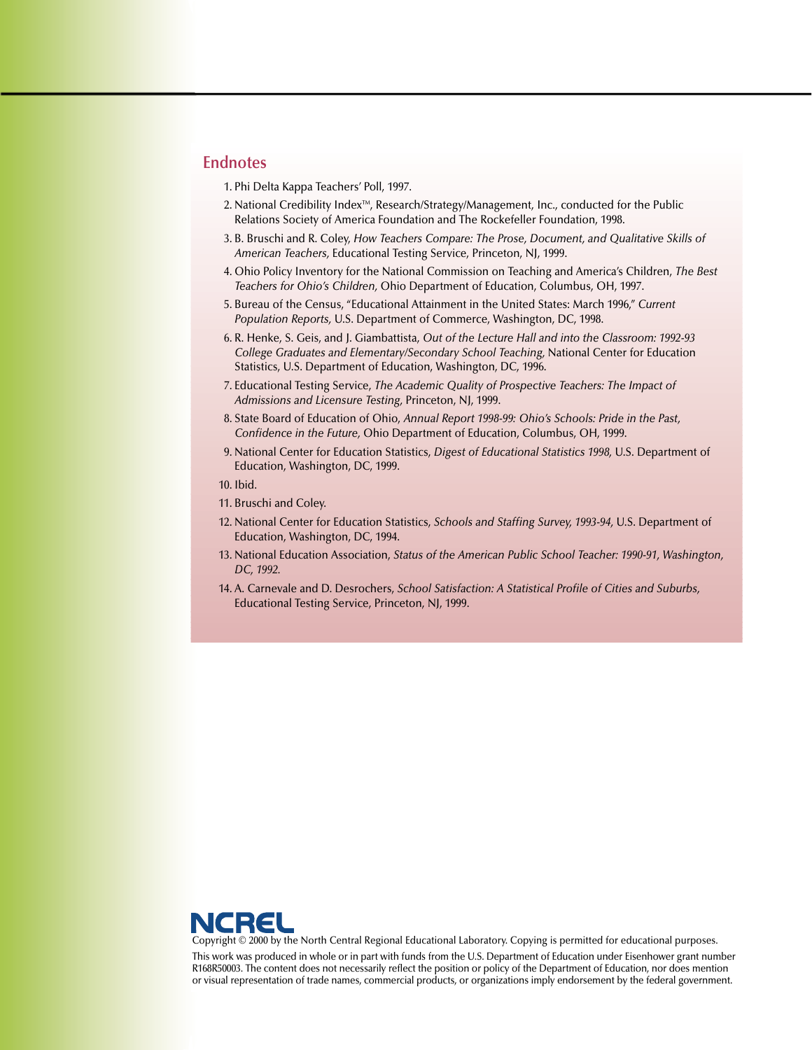## Endnotes

1. Phi Delta Kappa Teachers' Poll, 1997.
2. National Credibility Index™, Research/Strategy/Management, Inc., conducted for the Public Relations Society of America Foundation and The Rockefeller Foundation, 1998.
3. B. Bruschi and R. Coley, *How Teachers Compare: The Prose, Document, and Qualitative Skills of American Teachers,* Educational Testing Service, Princeton, NJ, 1999.
4. Ohio Policy Inventory for the National Commission on Teaching and America's Children, *The Best Teachers for Ohio's Children,* Ohio Department of Education, Columbus, OH, 1997.
5. Bureau of the Census, "Educational Attainment in the United States: March 1996," *Current Population Reports,* U.S. Department of Commerce, Washington, DC, 1998.
6. R. Henke, S. Geis, and J. Giambattista, *Out of the Lecture Hall and into the Classroom: 1992-93 College Graduates and Elementary/Secondary School Teaching,* National Center for Education Statistics, U.S. Department of Education, Washington, DC, 1996.
7. Educational Testing Service, *The Academic Quality of Prospective Teachers: The Impact of Admissions and Licensure Testing,* Princeton, NJ, 1999.
8. State Board of Education of Ohio, *Annual Report 1998-99: Ohio's Schools: Pride in the Past, Confidence in the Future,* Ohio Department of Education, Columbus, OH, 1999.
9. National Center for Education Statistics, *Digest of Educational Statistics 1998,* U.S. Department of Education, Washington, DC, 1999.
10. Ibid.
11. Bruschi and Coley.
12. National Center for Education Statistics, *Schools and Staffing Survey, 1993-94,* U.S. Department of Education, Washington, DC, 1994.
13. National Education Association, *Status of the American Public School Teacher: 1990-91, Washington, DC, 1992.*
14. A. Carnevale and D. Desrochers, *School Satisfaction: A Statistical Profile of Cities and Suburbs,* Educational Testing Service, Princeton, NJ, 1999.

NCREL

Copyright © 2000 by the North Central Regional Educational Laboratory. Copying is permitted for educational purposes.

This work was produced in whole or in part with funds from the U.S. Department of Education under Eisenhower grant number R168R50003. The content does not necessarily reflect the position or policy of the Department of Education, nor does mention or visual representation of trade names, commercial products, or organizations imply endorsement by the federal government.